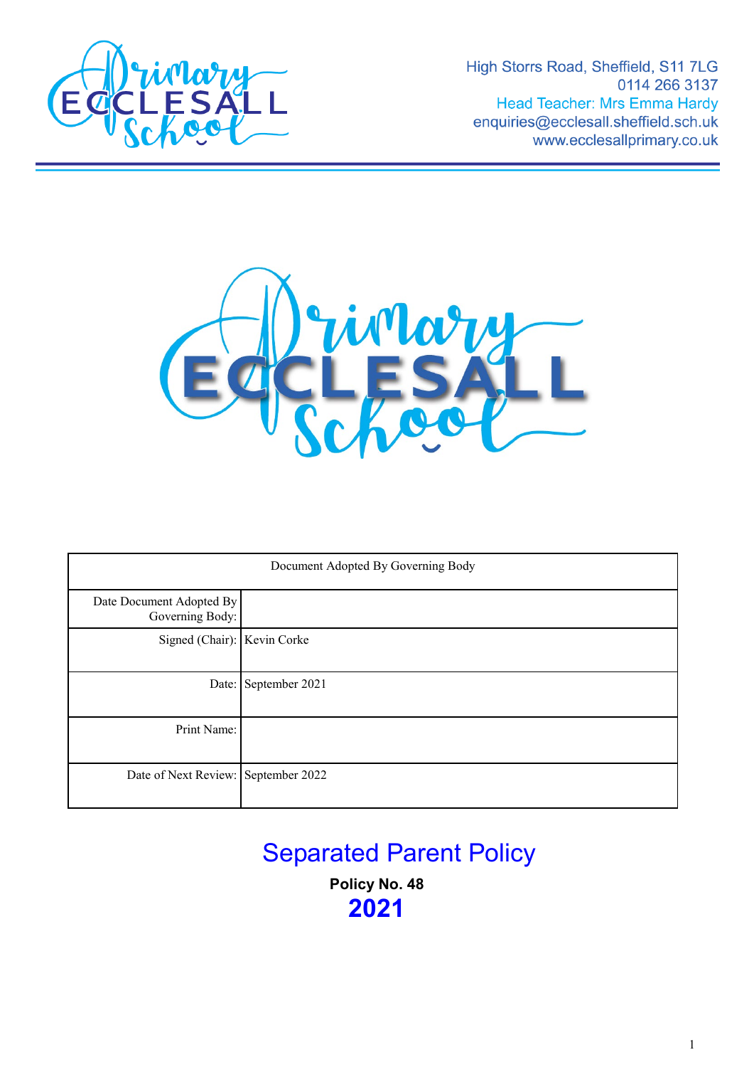High Storrs Road, Sheffield, S11 7LG
0114 266 3137
Head Teacher: Mrs Emma Hardy
enquiries@ecclesall.sheffield.sch.uk
www.ecclesallprimary.co.uk

| Document Adopted By Governing Body | |
|---|---|
| Date Document Adopted By Governing Body: | |
| Signed (Chair): | Kevin Corke |
| Date: | September 2021 |
| Print Name: | |
| Date of Next Review: | September 2022 |

# Separated Parent Policy

**Policy No. 48**

**2021**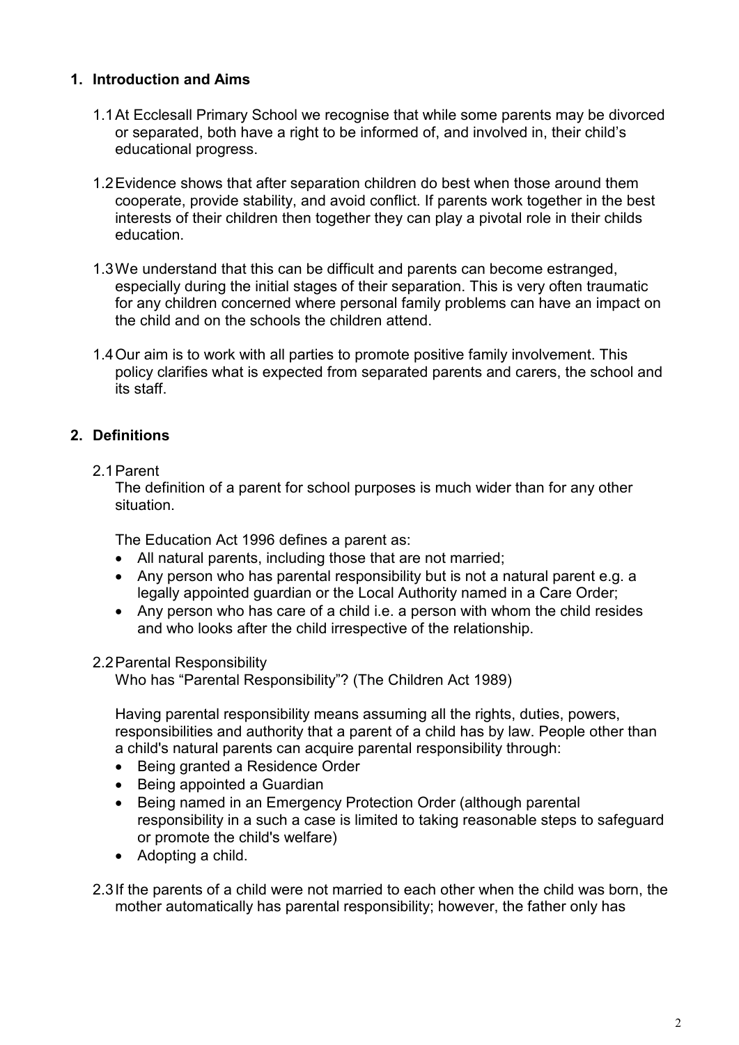## 1. Introduction and Aims

1.1 At Ecclesall Primary School we recognise that while some parents may be divorced or separated, both have a right to be informed of, and involved in, their child's educational progress.

1.2 Evidence shows that after separation children do best when those around them cooperate, provide stability, and avoid conflict. If parents work together in the best interests of their children then together they can play a pivotal role in their childs education.

1.3 We understand that this can be difficult and parents can become estranged, especially during the initial stages of their separation. This is very often traumatic for any children concerned where personal family problems can have an impact on the child and on the schools the children attend.

1.4 Our aim is to work with all parties to promote positive family involvement. This policy clarifies what is expected from separated parents and carers, the school and its staff.

## 2. Definitions

2.1 Parent

The definition of a parent for school purposes is much wider than for any other situation.

The Education Act 1996 defines a parent as:

- All natural parents, including those that are not married;
- Any person who has parental responsibility but is not a natural parent e.g. a legally appointed guardian or the Local Authority named in a Care Order;
- Any person who has care of a child i.e. a person with whom the child resides and who looks after the child irrespective of the relationship.

2.2 Parental Responsibility

Who has "Parental Responsibility"? (The Children Act 1989)

Having parental responsibility means assuming all the rights, duties, powers, responsibilities and authority that a parent of a child has by law. People other than a child's natural parents can acquire parental responsibility through:

- Being granted a Residence Order
- Being appointed a Guardian
- Being named in an Emergency Protection Order (although parental responsibility in a such a case is limited to taking reasonable steps to safeguard or promote the child's welfare)
- Adopting a child.

2.3 If the parents of a child were not married to each other when the child was born, the mother automatically has parental responsibility; however, the father only has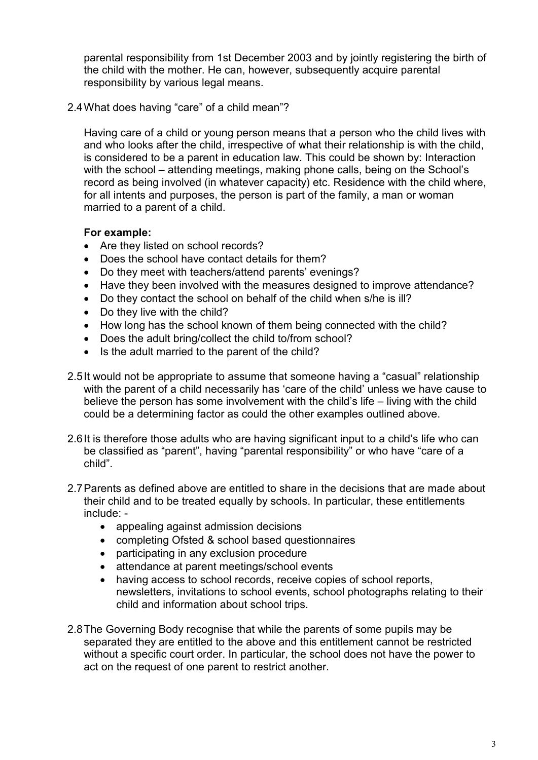parental responsibility from 1st December 2003 and by jointly registering the birth of the child with the mother. He can, however, subsequently acquire parental responsibility by various legal means.

2.4 What does having "care" of a child mean"?

Having care of a child or young person means that a person who the child lives with and who looks after the child, irrespective of what their relationship is with the child, is considered to be a parent in education law. This could be shown by: Interaction with the school – attending meetings, making phone calls, being on the School's record as being involved (in whatever capacity) etc. Residence with the child where, for all intents and purposes, the person is part of the family, a man or woman married to a parent of a child.

**For example:**

- Are they listed on school records?
- Does the school have contact details for them?
- Do they meet with teachers/attend parents' evenings?
- Have they been involved with the measures designed to improve attendance?
- Do they contact the school on behalf of the child when s/he is ill?
- Do they live with the child?
- How long has the school known of them being connected with the child?
- Does the adult bring/collect the child to/from school?
- Is the adult married to the parent of the child?

2.5 It would not be appropriate to assume that someone having a "casual" relationship with the parent of a child necessarily has 'care of the child' unless we have cause to believe the person has some involvement with the child's life – living with the child could be a determining factor as could the other examples outlined above.

2.6 It is therefore those adults who are having significant input to a child's life who can be classified as "parent", having "parental responsibility" or who have "care of a child".

2.7 Parents as defined above are entitled to share in the decisions that are made about their child and to be treated equally by schools. In particular, these entitlements include: -

- appealing against admission decisions
- completing Ofsted & school based questionnaires
- participating in any exclusion procedure
- attendance at parent meetings/school events
- having access to school records, receive copies of school reports, newsletters, invitations to school events, school photographs relating to their child and information about school trips.

2.8 The Governing Body recognise that while the parents of some pupils may be separated they are entitled to the above and this entitlement cannot be restricted without a specific court order. In particular, the school does not have the power to act on the request of one parent to restrict another.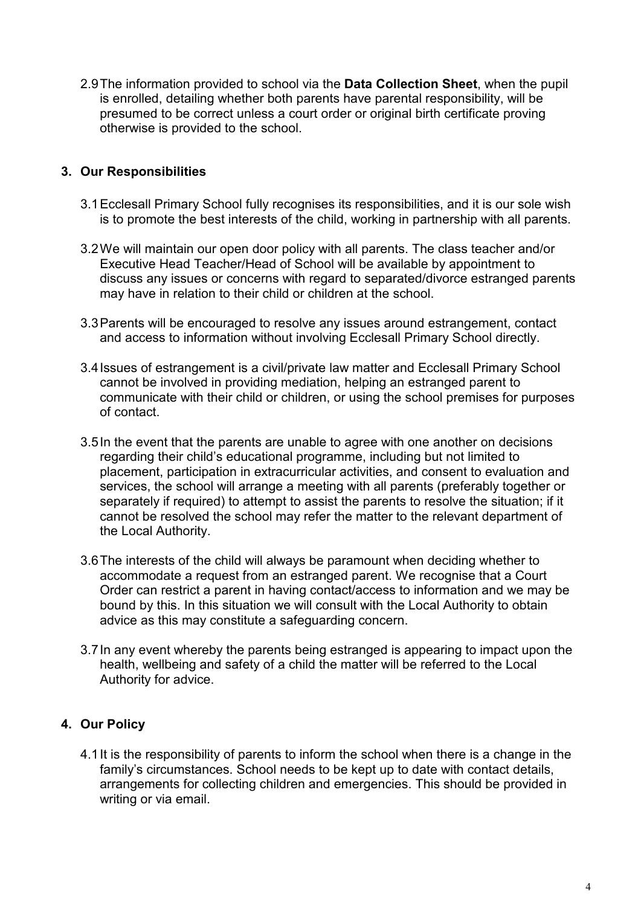2.9 The information provided to school via the **Data Collection Sheet**, when the pupil is enrolled, detailing whether both parents have parental responsibility, will be presumed to be correct unless a court order or original birth certificate proving otherwise is provided to the school.

## 3. Our Responsibilities

3.1 Ecclesall Primary School fully recognises its responsibilities, and it is our sole wish is to promote the best interests of the child, working in partnership with all parents.

3.2 We will maintain our open door policy with all parents. The class teacher and/or Executive Head Teacher/Head of School will be available by appointment to discuss any issues or concerns with regard to separated/divorce estranged parents may have in relation to their child or children at the school.

3.3 Parents will be encouraged to resolve any issues around estrangement, contact and access to information without involving Ecclesall Primary School directly.

3.4 Issues of estrangement is a civil/private law matter and Ecclesall Primary School cannot be involved in providing mediation, helping an estranged parent to communicate with their child or children, or using the school premises for purposes of contact.

3.5 In the event that the parents are unable to agree with one another on decisions regarding their child's educational programme, including but not limited to placement, participation in extracurricular activities, and consent to evaluation and services, the school will arrange a meeting with all parents (preferably together or separately if required) to attempt to assist the parents to resolve the situation; if it cannot be resolved the school may refer the matter to the relevant department of the Local Authority.

3.6 The interests of the child will always be paramount when deciding whether to accommodate a request from an estranged parent. We recognise that a Court Order can restrict a parent in having contact/access to information and we may be bound by this. In this situation we will consult with the Local Authority to obtain advice as this may constitute a safeguarding concern.

3.7 In any event whereby the parents being estranged is appearing to impact upon the health, wellbeing and safety of a child the matter will be referred to the Local Authority for advice.

## 4. Our Policy

4.1 It is the responsibility of parents to inform the school when there is a change in the family's circumstances. School needs to be kept up to date with contact details, arrangements for collecting children and emergencies. This should be provided in writing or via email.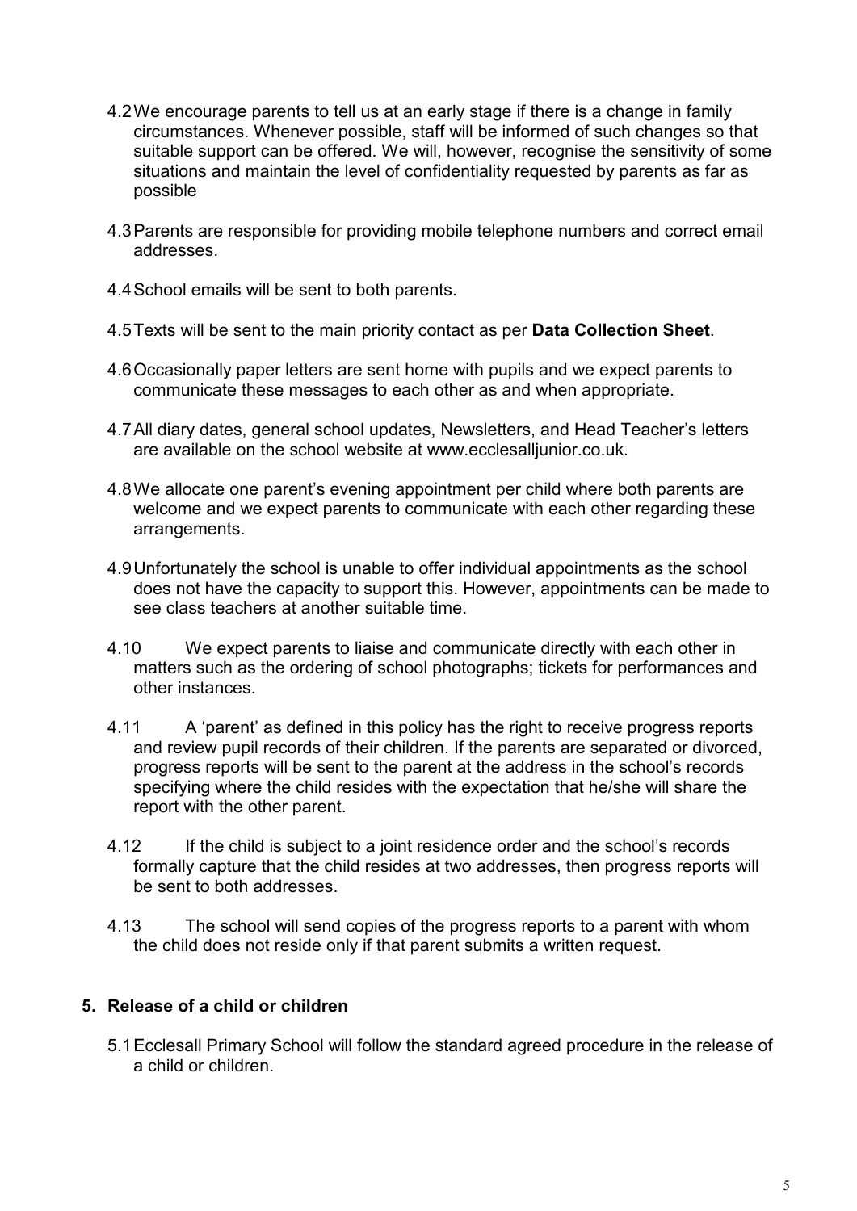4.2 We encourage parents to tell us at an early stage if there is a change in family circumstances. Whenever possible, staff will be informed of such changes so that suitable support can be offered. We will, however, recognise the sensitivity of some situations and maintain the level of confidentiality requested by parents as far as possible

4.3 Parents are responsible for providing mobile telephone numbers and correct email addresses.

4.4 School emails will be sent to both parents.

4.5 Texts will be sent to the main priority contact as per **Data Collection Sheet**.

4.6 Occasionally paper letters are sent home with pupils and we expect parents to communicate these messages to each other as and when appropriate.

4.7 All diary dates, general school updates, Newsletters, and Head Teacher's letters are available on the school website at www.ecclesalljunior.co.uk.

4.8 We allocate one parent's evening appointment per child where both parents are welcome and we expect parents to communicate with each other regarding these arrangements.

4.9 Unfortunately the school is unable to offer individual appointments as the school does not have the capacity to support this. However, appointments can be made to see class teachers at another suitable time.

4.10 We expect parents to liaise and communicate directly with each other in matters such as the ordering of school photographs; tickets for performances and other instances.

4.11 A 'parent' as defined in this policy has the right to receive progress reports and review pupil records of their children. If the parents are separated or divorced, progress reports will be sent to the parent at the address in the school's records specifying where the child resides with the expectation that he/she will share the report with the other parent.

4.12 If the child is subject to a joint residence order and the school's records formally capture that the child resides at two addresses, then progress reports will be sent to both addresses.

4.13 The school will send copies of the progress reports to a parent with whom the child does not reside only if that parent submits a written request.

## 5. Release of a child or children

5.1 Ecclesall Primary School will follow the standard agreed procedure in the release of a child or children.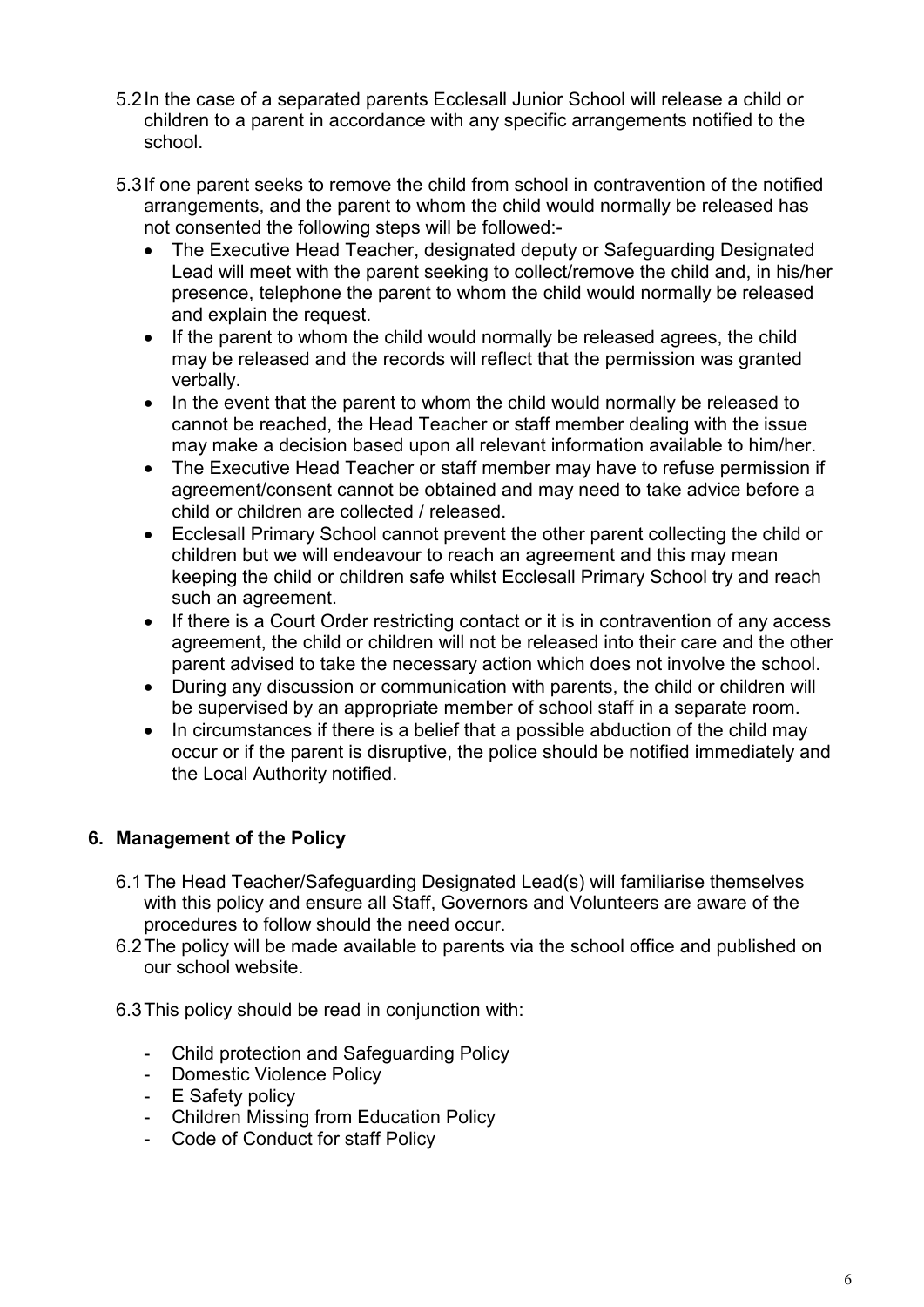5.2 In the case of a separated parents Ecclesall Junior School will release a child or children to a parent in accordance with any specific arrangements notified to the school.

5.3 If one parent seeks to remove the child from school in contravention of the notified arrangements, and the parent to whom the child would normally be released has not consented the following steps will be followed:-

- The Executive Head Teacher, designated deputy or Safeguarding Designated Lead will meet with the parent seeking to collect/remove the child and, in his/her presence, telephone the parent to whom the child would normally be released and explain the request.
- If the parent to whom the child would normally be released agrees, the child may be released and the records will reflect that the permission was granted verbally.
- In the event that the parent to whom the child would normally be released to cannot be reached, the Head Teacher or staff member dealing with the issue may make a decision based upon all relevant information available to him/her.
- The Executive Head Teacher or staff member may have to refuse permission if agreement/consent cannot be obtained and may need to take advice before a child or children are collected / released.
- Ecclesall Primary School cannot prevent the other parent collecting the child or children but we will endeavour to reach an agreement and this may mean keeping the child or children safe whilst Ecclesall Primary School try and reach such an agreement.
- If there is a Court Order restricting contact or it is in contravention of any access agreement, the child or children will not be released into their care and the other parent advised to take the necessary action which does not involve the school.
- During any discussion or communication with parents, the child or children will be supervised by an appropriate member of school staff in a separate room.
- In circumstances if there is a belief that a possible abduction of the child may occur or if the parent is disruptive, the police should be notified immediately and the Local Authority notified.

## 6. Management of the Policy

6.1 The Head Teacher/Safeguarding Designated Lead(s) will familiarise themselves with this policy and ensure all Staff, Governors and Volunteers are aware of the procedures to follow should the need occur.

6.2 The policy will be made available to parents via the school office and published on our school website.

6.3 This policy should be read in conjunction with:

- Child protection and Safeguarding Policy
- Domestic Violence Policy
- E Safety policy
- Children Missing from Education Policy
- Code of Conduct for staff Policy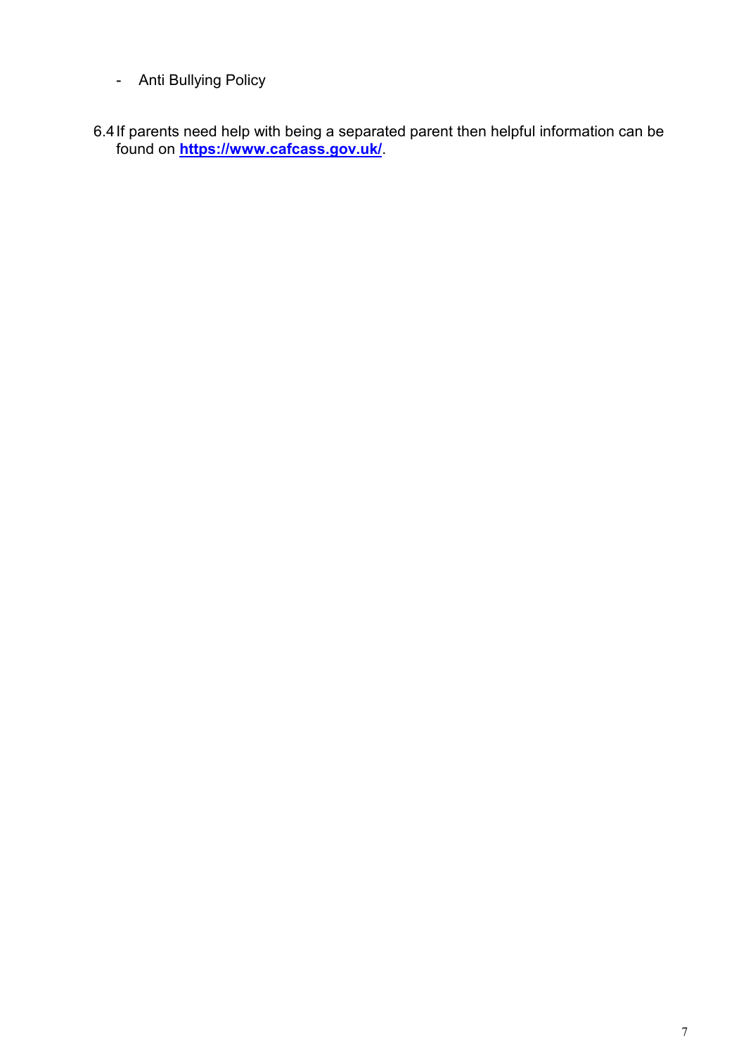- Anti Bullying Policy

6.4 If parents need help with being a separated parent then helpful information can be found on **https://www.cafcass.gov.uk/**.